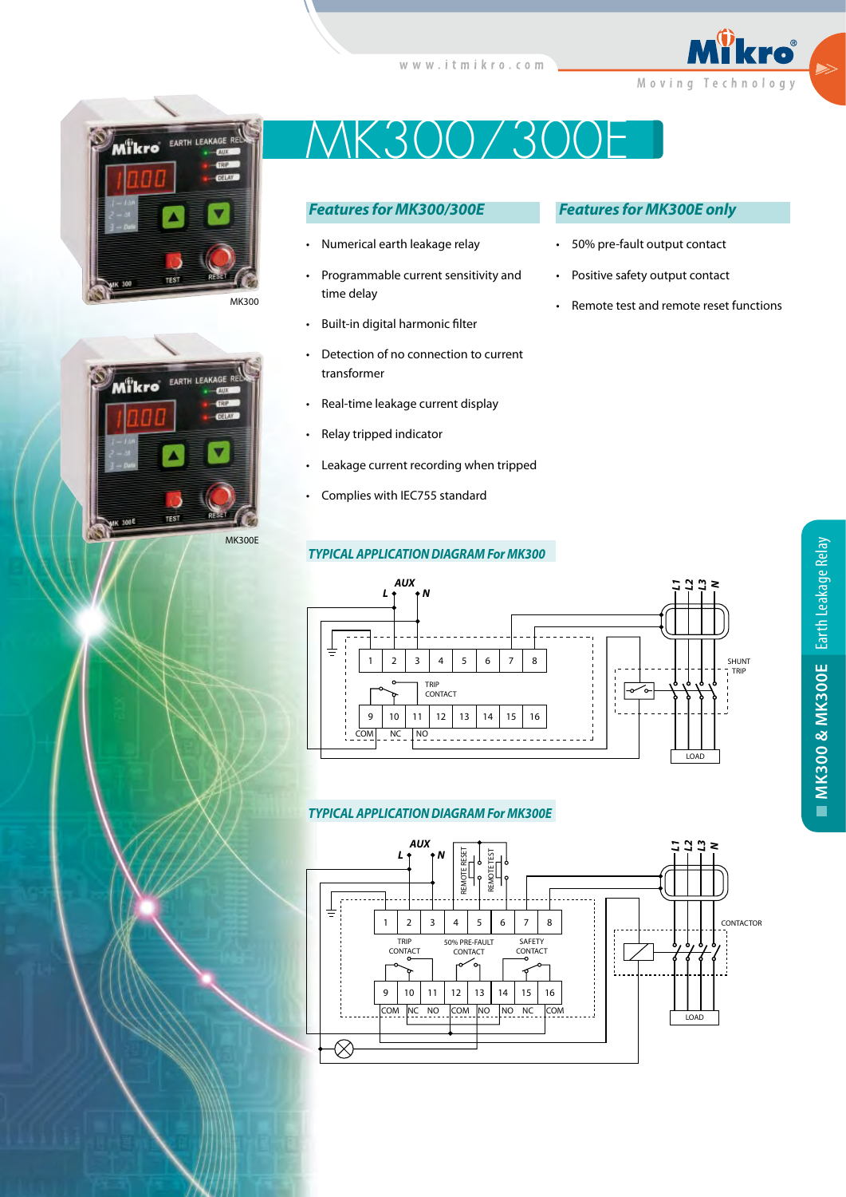# MK300 / 300E

MK300

MK300E

## Features for MK300/300E

- Numerical earth leakage relay
- Programmable current sensitivity and time delay
- Built-in digital harmonic filter
- Detection of no connection to current transformer
- Real-time leakage current display
- Relay tripped indicator
- Leakage current recording when tripped
- Complies with IEC755 standard

## Features for MK300E only

- 50% pre-fault output contact
- Positive safety output contact
- Remote test and remote reset functions

## TYPICAL APPLICATION DIAGRAM For MK300

AUX L N

L1 L2 L3 N

1 2 3 4 5 6 7 8

TRIP CONTACT

9 10 11 12 13 14 15 16

COM NC NO

SHUNT TRIP

LOAD

## TYPICAL APPLICATION DIAGRAM For MK300E

AUX L N

REMOTE RESET

REMOTE TEST

L1 L2 L3 N

1 2 3 4 5 6 7 8

TRIP CONTACT

50% PRE-FAULT CONTACT

SAFETY CONTACT

9 10 11 12 13 14 15 16

COM NC NO COM NO NO NC COM

CONTACTOR

LOAD

MK300 & MK300E Earth Leakage Relay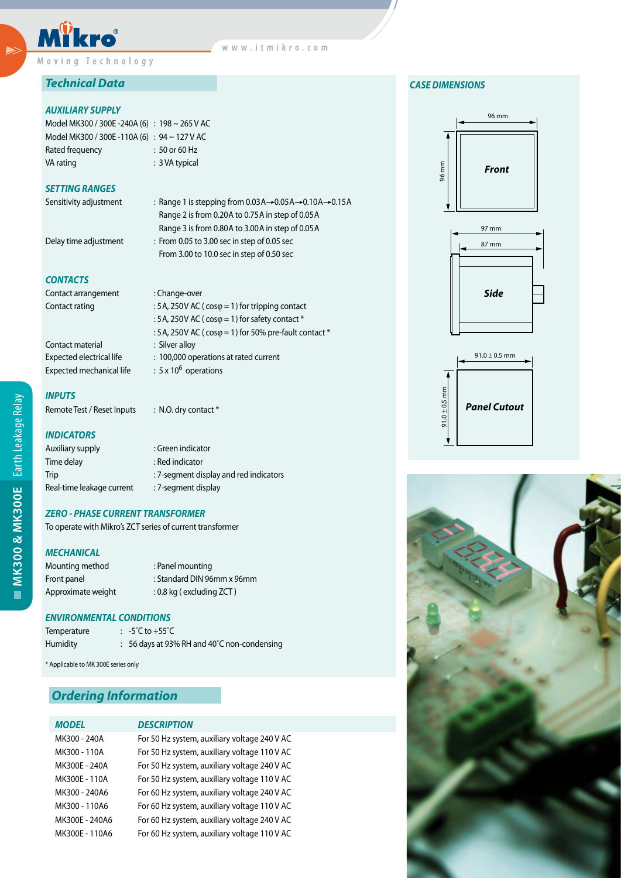## Technical Data

### AUXILIARY SUPPLY

| | |
|---|---|
| Model MK300 / 300E -240A (6) | : 198 ~ 265 V AC |
| Model MK300 / 300E -110A (6) | : 94 ~ 127 V AC |
| Rated frequency | : 50 or 60 Hz |
| VA rating | : 3 VA typical |

### SETTING RANGES

| | |
|---|---|
| Sensitivity adjustment | : Range 1 is stepping from 0.03A→0.05A→0.10A→0.15A<br>Range 2 is from 0.20A to 0.75A in step of 0.05A<br>Range 3 is from 0.80A to 3.00A in step of 0.05A |
| Delay time adjustment | : From 0.05 to 3.00 sec in step of 0.05 sec<br>From 3.00 to 10.0 sec in step of 0.50 sec |

### CONTACTS

| | |
|---|---|
| Contact arrangement | : Change-over |
| Contact rating | : 5A, 250V AC ( cosφ = 1) for tripping contact<br>: 5A, 250V AC ( cosφ = 1) for safety contact *<br>: 5A, 250V AC ( cosφ = 1) for 50% pre-fault contact * |
| Contact material | : Silver alloy |
| Expected electrical life | : 100,000 operations at rated current |
| Expected mechanical life | : 5 x $10^6$ operations |

### INPUTS

| | |
|---|---|
| Remote Test / Reset Inputs | : N.O. dry contact * |

### INDICATORS

| | |
|---|---|
| Auxiliary supply | : Green indicator |
| Time delay | : Red indicator |
| Trip | : 7-segment display and red indicators |
| Real-time leakage current | : 7-segment display |

### ZERO - PHASE CURRENT TRANSFORMER

To operate with Mikro's ZCT series of current transformer

### MECHANICAL

| | |
|---|---|
| Mounting method | : Panel mounting |
| Front panel | : Standard DIN 96mm x 96mm |
| Approximate weight | : 0.8 kg ( excluding ZCT ) |

### ENVIRONMENTAL CONDITIONS

| | |
|---|---|
| Temperature | : -5˚C to +55˚C |
| Humidity | : 56 days at 93% RH and 40˚C non-condensing |

\* Applicable to MK 300E series only

### CASE DIMENSIONS

96 mm
96 mm
Front

97 mm
87 mm
Side

91.0 ± 0.5 mm
91.0 ± 0.5 mm
Panel Cutout

## Ordering Information

| MODEL | DESCRIPTION |
|---|---|
| MK300 - 240A | For 50 Hz system, auxiliary voltage 240 V AC |
| MK300 - 110A | For 50 Hz system, auxiliary voltage 110 V AC |
| MK300E - 240A | For 50 Hz system, auxiliary voltage 240 V AC |
| MK300E - 110A | For 50 Hz system, auxiliary voltage 110 V AC |
| MK300 - 240A6 | For 60 Hz system, auxiliary voltage 240 V AC |
| MK300 - 110A6 | For 60 Hz system, auxiliary voltage 110 V AC |
| MK300E - 240A6 | For 60 Hz system, auxiliary voltage 240 V AC |
| MK300E - 110A6 | For 60 Hz system, auxiliary voltage 110 V AC |